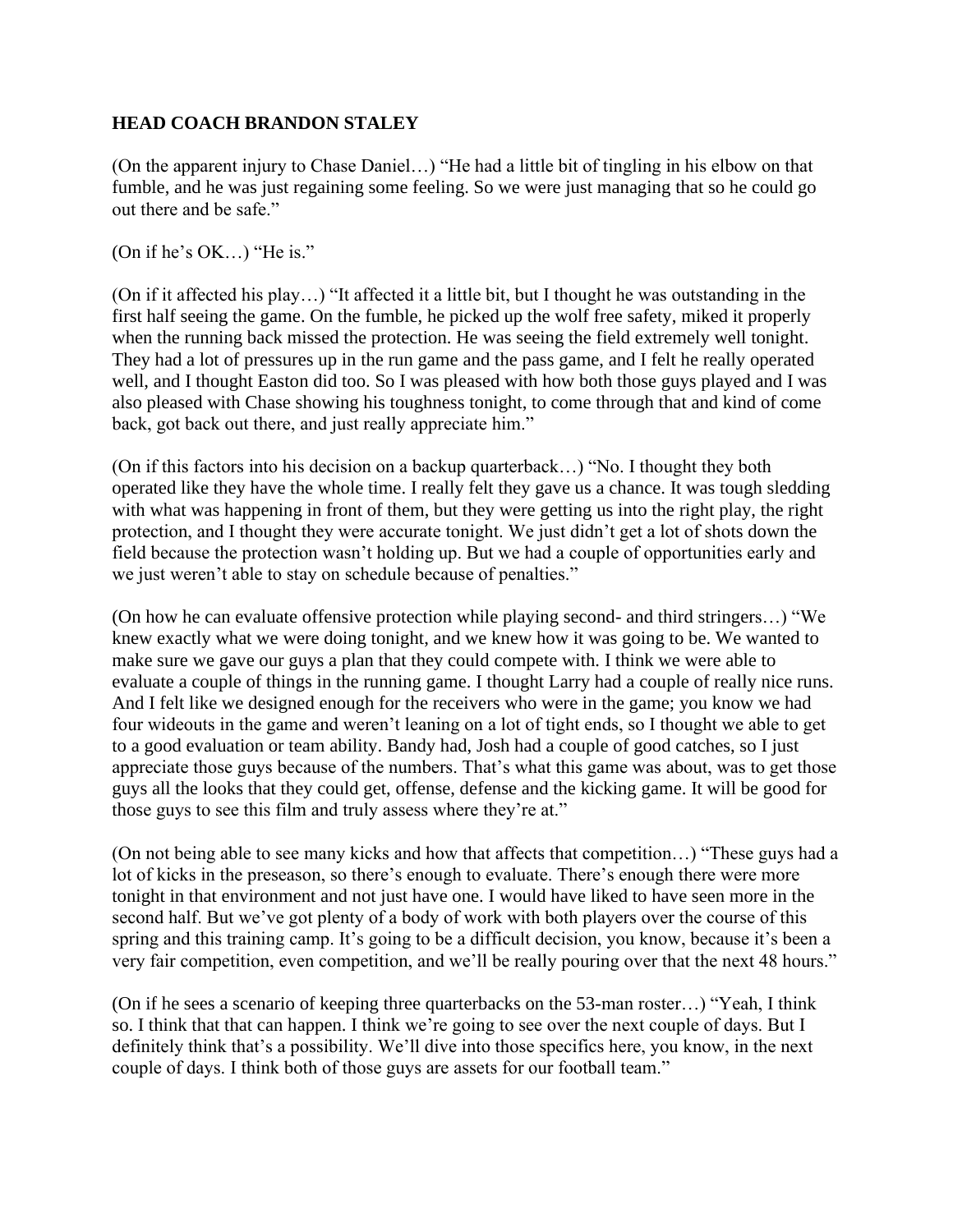**HEAD COACH BRANDON STALEY**

(On the apparent injury to Chase Daniel…) "He had a little bit of tingling in his elbow on that fumble, and he was just regaining some feeling. So we were just managing that so he could go out there and be safe."

(On if he's OK…) "He is."

(On if it affected his play…) "It affected it a little bit, but I thought he was outstanding in the first half seeing the game. On the fumble, he picked up the wolf free safety, miked it properly when the running back missed the protection. He was seeing the field extremely well tonight. They had a lot of pressures up in the run game and the pass game, and I felt he really operated well, and I thought Easton did too. So I was pleased with how both those guys played and I was also pleased with Chase showing his toughness tonight, to come through that and kind of come back, got back out there, and just really appreciate him."

(On if this factors into his decision on a backup quarterback…) "No. I thought they both operated like they have the whole time. I really felt they gave us a chance. It was tough sledding with what was happening in front of them, but they were getting us into the right play, the right protection, and I thought they were accurate tonight. We just didn't get a lot of shots down the field because the protection wasn't holding up. But we had a couple of opportunities early and we just weren't able to stay on schedule because of penalties."

(On how he can evaluate offensive protection while playing second- and third stringers…) "We knew exactly what we were doing tonight, and we knew how it was going to be. We wanted to make sure we gave our guys a plan that they could compete with. I think we were able to evaluate a couple of things in the running game. I thought Larry had a couple of really nice runs. And I felt like we designed enough for the receivers who were in the game; you know we had four wideouts in the game and weren't leaning on a lot of tight ends, so I thought we able to get to a good evaluation or team ability. Bandy had, Josh had a couple of good catches, so I just appreciate those guys because of the numbers. That's what this game was about, was to get those guys all the looks that they could get, offense, defense and the kicking game. It will be good for those guys to see this film and truly assess where they're at."

(On not being able to see many kicks and how that affects that competition…) "These guys had a lot of kicks in the preseason, so there's enough to evaluate. There's enough there were more tonight in that environment and not just have one. I would have liked to have seen more in the second half. But we've got plenty of a body of work with both players over the course of this spring and this training camp. It's going to be a difficult decision, you know, because it's been a very fair competition, even competition, and we'll be really pouring over that the next 48 hours."

(On if he sees a scenario of keeping three quarterbacks on the 53-man roster…) "Yeah, I think so. I think that that can happen. I think we're going to see over the next couple of days. But I definitely think that's a possibility. We'll dive into those specifics here, you know, in the next couple of days. I think both of those guys are assets for our football team."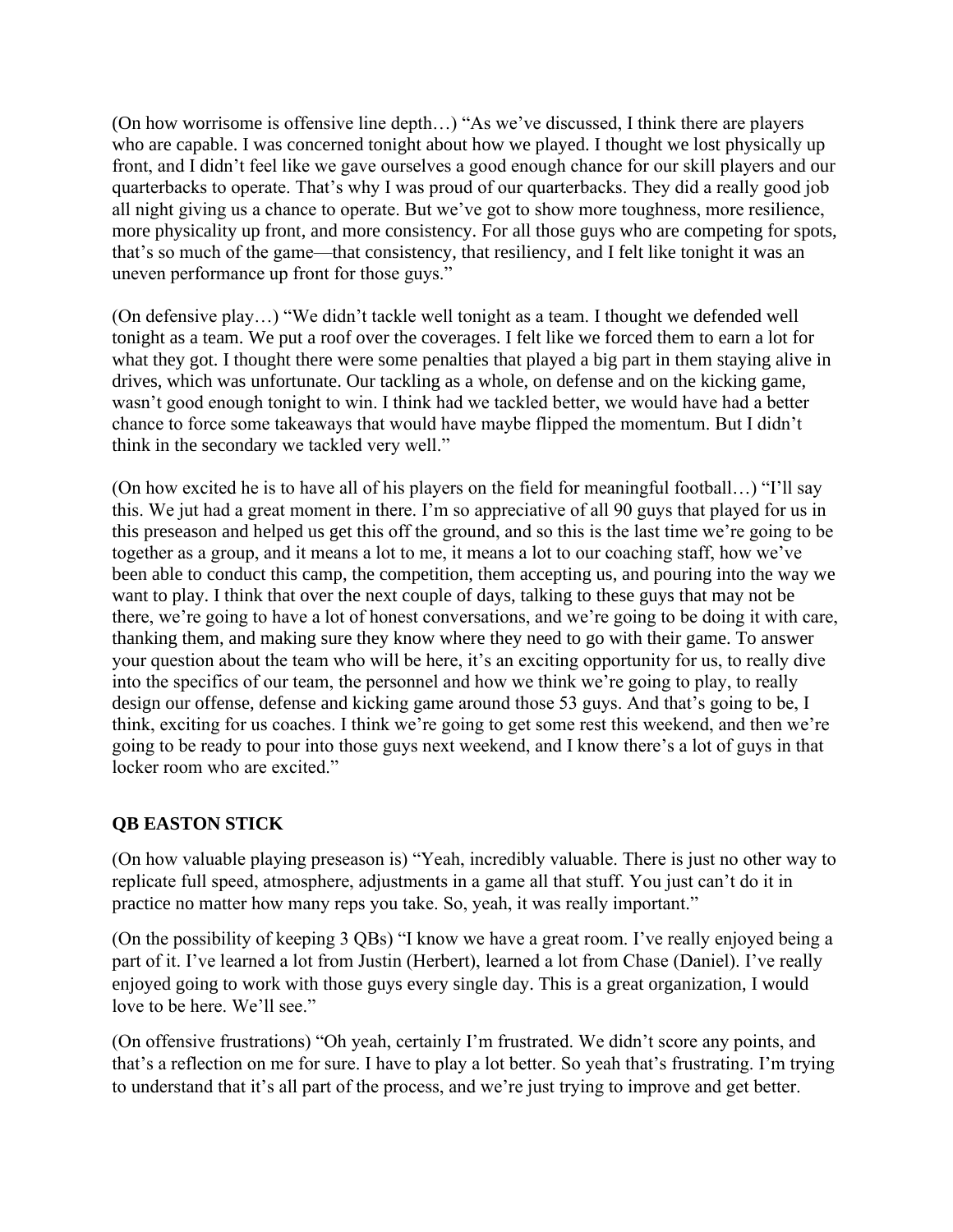(On how worrisome is offensive line depth…) "As we've discussed, I think there are players who are capable. I was concerned tonight about how we played. I thought we lost physically up front, and I didn't feel like we gave ourselves a good enough chance for our skill players and our quarterbacks to operate. That's why I was proud of our quarterbacks. They did a really good job all night giving us a chance to operate. But we've got to show more toughness, more resilience, more physicality up front, and more consistency. For all those guys who are competing for spots, that's so much of the game—that consistency, that resiliency, and I felt like tonight it was an uneven performance up front for those guys."

(On defensive play…) "We didn't tackle well tonight as a team. I thought we defended well tonight as a team. We put a roof over the coverages. I felt like we forced them to earn a lot for what they got. I thought there were some penalties that played a big part in them staying alive in drives, which was unfortunate. Our tackling as a whole, on defense and on the kicking game, wasn't good enough tonight to win. I think had we tackled better, we would have had a better chance to force some takeaways that would have maybe flipped the momentum. But I didn't think in the secondary we tackled very well."

(On how excited he is to have all of his players on the field for meaningful football…) "I'll say this. We jut had a great moment in there. I'm so appreciative of all 90 guys that played for us in this preseason and helped us get this off the ground, and so this is the last time we're going to be together as a group, and it means a lot to me, it means a lot to our coaching staff, how we've been able to conduct this camp, the competition, them accepting us, and pouring into the way we want to play. I think that over the next couple of days, talking to these guys that may not be there, we're going to have a lot of honest conversations, and we're going to be doing it with care, thanking them, and making sure they know where they need to go with their game. To answer your question about the team who will be here, it's an exciting opportunity for us, to really dive into the specifics of our team, the personnel and how we think we're going to play, to really design our offense, defense and kicking game around those 53 guys. And that's going to be, I think, exciting for us coaches. I think we're going to get some rest this weekend, and then we're going to be ready to pour into those guys next weekend, and I know there's a lot of guys in that locker room who are excited."

**QB EASTON STICK**

(On how valuable playing preseason is) "Yeah, incredibly valuable. There is just no other way to replicate full speed, atmosphere, adjustments in a game all that stuff. You just can't do it in practice no matter how many reps you take. So, yeah, it was really important."

(On the possibility of keeping 3 QBs) "I know we have a great room. I've really enjoyed being a part of it. I've learned a lot from Justin (Herbert), learned a lot from Chase (Daniel). I've really enjoyed going to work with those guys every single day. This is a great organization, I would love to be here. We'll see."

(On offensive frustrations) "Oh yeah, certainly I'm frustrated. We didn't score any points, and that's a reflection on me for sure. I have to play a lot better. So yeah that's frustrating. I'm trying to understand that it's all part of the process, and we're just trying to improve and get better.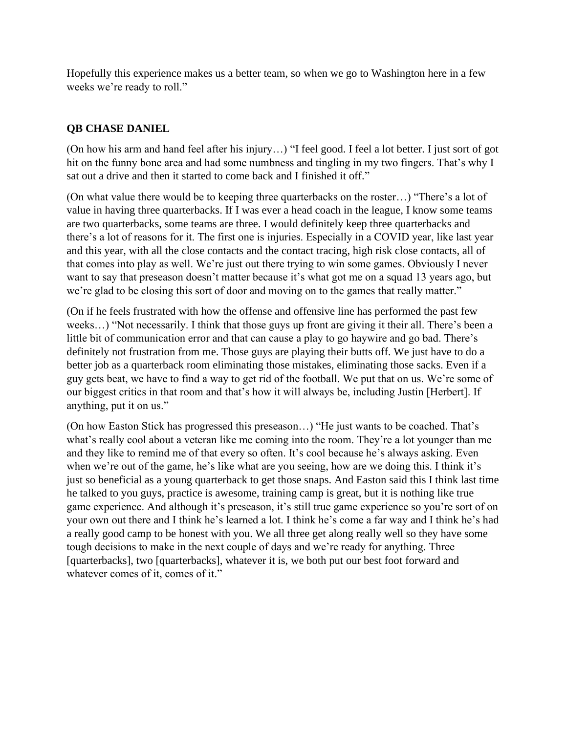Hopefully this experience makes us a better team, so when we go to Washington here in a few weeks we're ready to roll."

**QB CHASE DANIEL**

(On how his arm and hand feel after his injury…) "I feel good. I feel a lot better. I just sort of got hit on the funny bone area and had some numbness and tingling in my two fingers. That's why I sat out a drive and then it started to come back and I finished it off."

(On what value there would be to keeping three quarterbacks on the roster…) "There's a lot of value in having three quarterbacks. If I was ever a head coach in the league, I know some teams are two quarterbacks, some teams are three. I would definitely keep three quarterbacks and there's a lot of reasons for it. The first one is injuries. Especially in a COVID year, like last year and this year, with all the close contacts and the contact tracing, high risk close contacts, all of that comes into play as well. We're just out there trying to win some games. Obviously I never want to say that preseason doesn't matter because it's what got me on a squad 13 years ago, but we're glad to be closing this sort of door and moving on to the games that really matter."

(On if he feels frustrated with how the offense and offensive line has performed the past few weeks…) "Not necessarily. I think that those guys up front are giving it their all. There's been a little bit of communication error and that can cause a play to go haywire and go bad. There's definitely not frustration from me. Those guys are playing their butts off. We just have to do a better job as a quarterback room eliminating those mistakes, eliminating those sacks. Even if a guy gets beat, we have to find a way to get rid of the football. We put that on us. We're some of our biggest critics in that room and that's how it will always be, including Justin [Herbert]. If anything, put it on us."

(On how Easton Stick has progressed this preseason…) "He just wants to be coached. That's what's really cool about a veteran like me coming into the room. They're a lot younger than me and they like to remind me of that every so often. It's cool because he's always asking. Even when we're out of the game, he's like what are you seeing, how are we doing this. I think it's just so beneficial as a young quarterback to get those snaps. And Easton said this I think last time he talked to you guys, practice is awesome, training camp is great, but it is nothing like true game experience. And although it's preseason, it's still true game experience so you're sort of on your own out there and I think he's learned a lot. I think he's come a far way and I think he's had a really good camp to be honest with you. We all three get along really well so they have some tough decisions to make in the next couple of days and we're ready for anything. Three [quarterbacks], two [quarterbacks], whatever it is, we both put our best foot forward and whatever comes of it, comes of it."